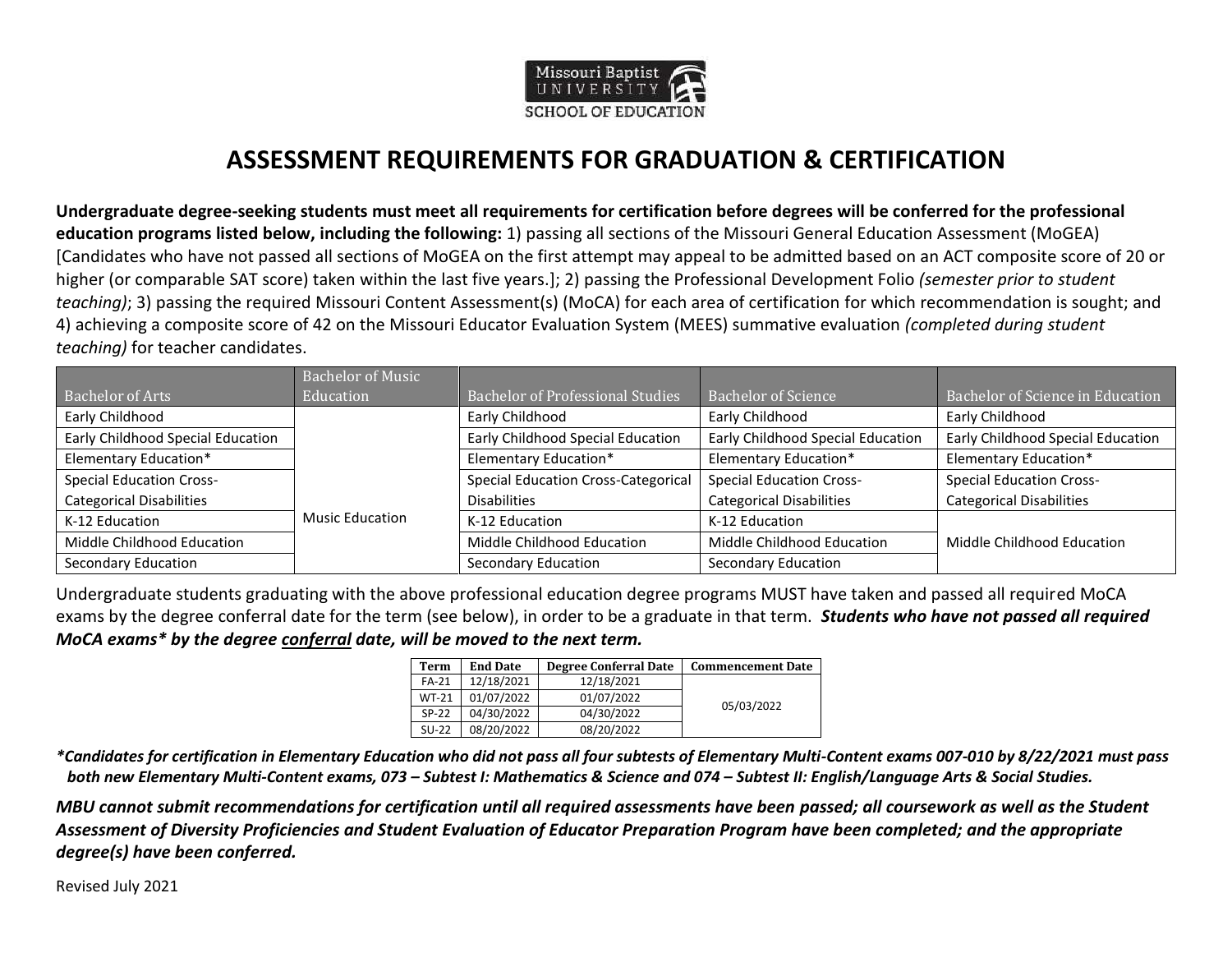Missouri Baptist University
SCHOOL OF EDUCATION

# ASSESSMENT REQUIREMENTS FOR GRADUATION & CERTIFICATION

**Undergraduate degree-seeking students must meet all requirements for certification before degrees will be conferred for the professional education programs listed below, including the following:** 1) passing all sections of the Missouri General Education Assessment (MoGEA) [Candidates who have not passed all sections of MoGEA on the first attempt may appeal to be admitted based on an ACT composite score of 20 or higher (or comparable SAT score) taken within the last five years.]; 2) passing the Professional Development Folio *(semester prior to student teaching)*; 3) passing the required Missouri Content Assessment(s) (MoCA) for each area of certification for which recommendation is sought; and 4) achieving a composite score of 42 on the Missouri Educator Evaluation System (MEES) summative evaluation *(completed during student teaching)* for teacher candidates.

| Bachelor of Arts | Bachelor of Music Education | Bachelor of Professional Studies | Bachelor of Science | Bachelor of Science in Education |
|---|---|---|---|---|
| Early Childhood | | Early Childhood | Early Childhood | Early Childhood |
| Early Childhood Special Education | | Early Childhood Special Education | Early Childhood Special Education | Early Childhood Special Education |
| Elementary Education* | | Elementary Education* | Elementary Education* | Elementary Education* |
| Special Education Cross-Categorical Disabilities | | Special Education Cross-Categorical Disabilities | Special Education Cross-Categorical Disabilities | Special Education Cross-Categorical Disabilities |
| K-12 Education | Music Education | K-12 Education | K-12 Education | |
| Middle Childhood Education | | Middle Childhood Education | Middle Childhood Education | Middle Childhood Education |
| Secondary Education | | Secondary Education | Secondary Education | |

Undergraduate students graduating with the above professional education degree programs MUST have taken and passed all required MoCA exams by the degree conferral date for the term (see below), in order to be a graduate in that term. ***Students who have not passed all required MoCA exams* by the degree conferral date, will be moved to the next term.***

| Term | End Date | Degree Conferral Date | Commencement Date |
|---|---|---|---|
| FA-21 | 12/18/2021 | 12/18/2021 | 05/03/2022 |
| WT-21 | 01/07/2022 | 01/07/2022 | |
| SP-22 | 04/30/2022 | 04/30/2022 | |
| SU-22 | 08/20/2022 | 08/20/2022 | |

****Candidates for certification in Elementary Education who did not pass all four subtests of Elementary Multi-Content exams 007-010 by 8/22/2021 must pass both new Elementary Multi-Content exams, 073 – Subtest I: Mathematics & Science and 074 – Subtest II: English/Language Arts & Social Studies.***

***MBU cannot submit recommendations for certification until all required assessments have been passed; all coursework as well as the Student Assessment of Diversity Proficiencies and Student Evaluation of Educator Preparation Program have been completed; and the appropriate degree(s) have been conferred.***

Revised July 2021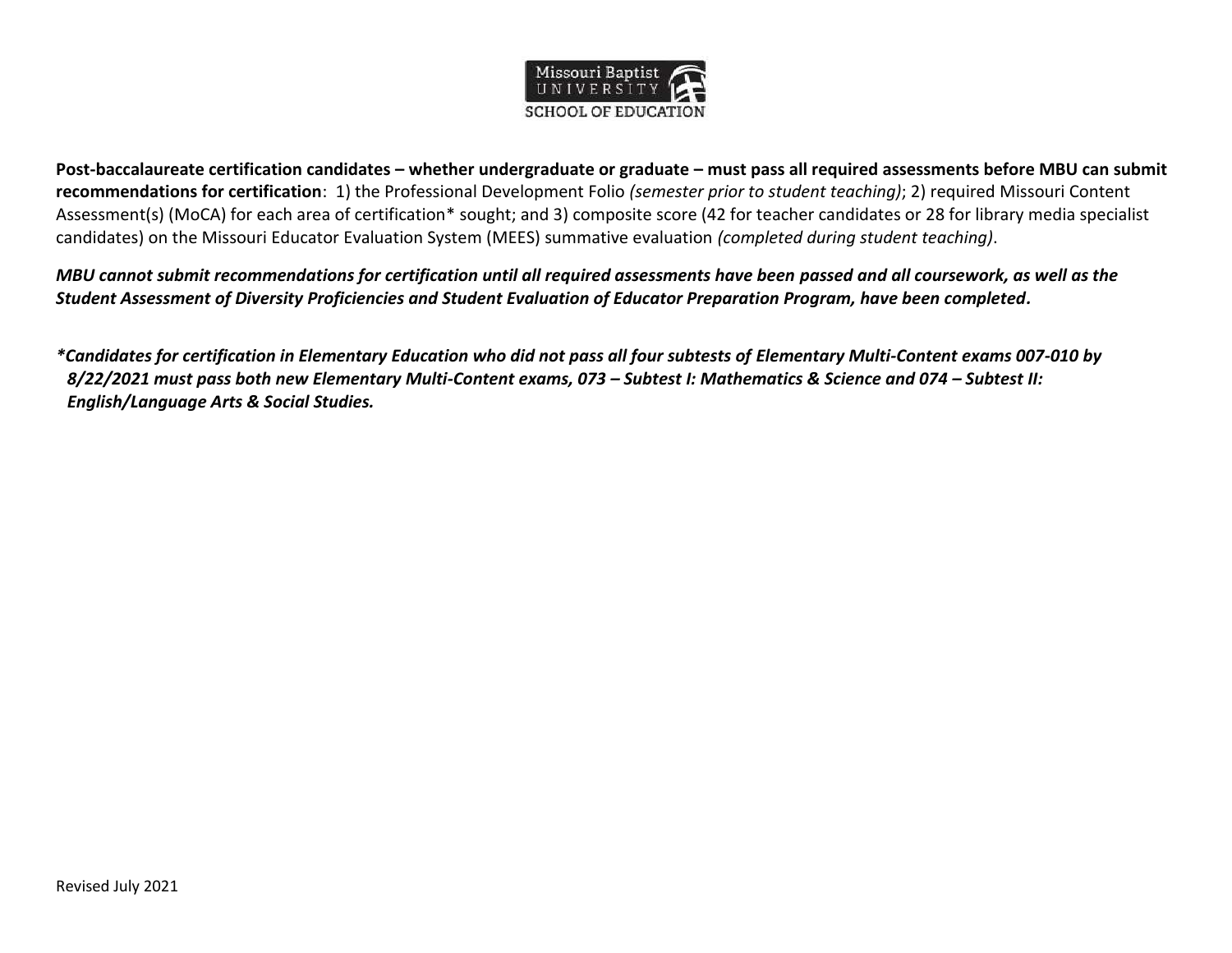**Post-baccalaureate certification candidates – whether undergraduate or graduate – must pass all required assessments before MBU can submit recommendations for certification**: 1) the Professional Development Folio *(semester prior to student teaching)*; 2) required Missouri Content Assessment(s) (MoCA) for each area of certification* sought; and 3) composite score (42 for teacher candidates or 28 for library media specialist candidates) on the Missouri Educator Evaluation System (MEES) summative evaluation *(completed during student teaching)*.

***MBU cannot submit recommendations for certification until all required assessments have been passed and all coursework, as well as the Student Assessment of Diversity Proficiencies and Student Evaluation of Educator Preparation Program, have been completed.***

****Candidates for certification in Elementary Education who did not pass all four subtests of Elementary Multi-Content exams 007-010 by 8/22/2021 must pass both new Elementary Multi-Content exams, 073 – Subtest I: Mathematics & Science and 074 – Subtest II: English/Language Arts & Social Studies.***

Revised July 2021